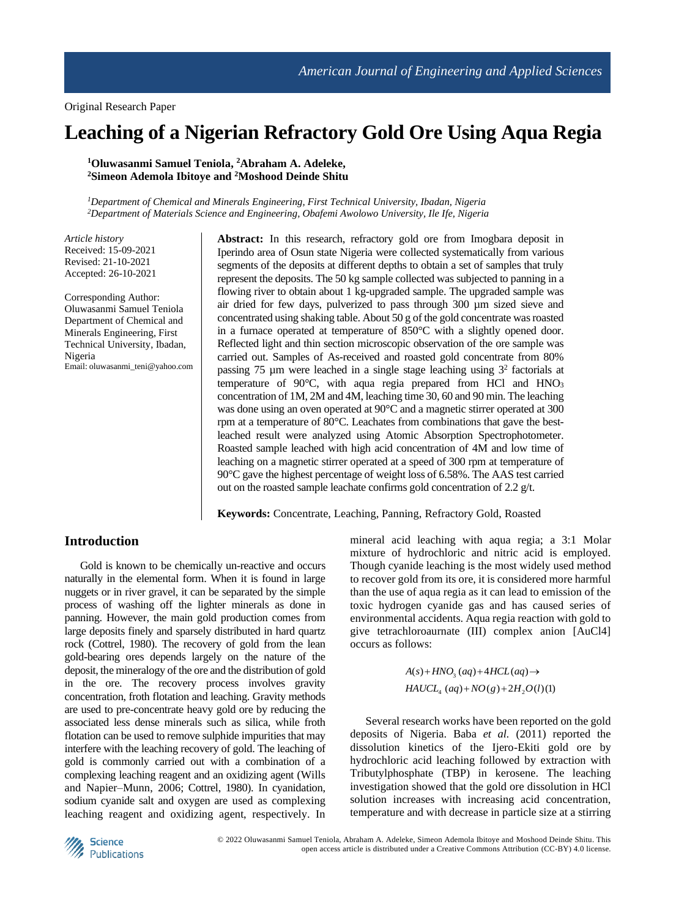Original Research Paper

# Leaching of a Nigerian Refractory Gold Ore Using Aqua Regia

**[1]Oluwasanmi Samuel Teniola, [2]Abraham A. Adeleke, [2]Simeon Ademola Ibitoye and [2]Moshood Deinde Shitu**

*[1]Department of Chemical and Minerals Engineering, First Technical University, Ibadan, Nigeria*
*[2]Department of Materials Science and Engineering, Obafemi Awolowo University, Ile Ife, Nigeria*

*Article history*
Received: 15-09-2021
Revised: 21-10-2021
Accepted: 26-10-2021

Corresponding Author:
Oluwasanmi Samuel Teniola
Department of Chemical and Minerals Engineering, First Technical University, Ibadan, Nigeria
Email: oluwasanmi_teni@yahoo.com

**Abstract:** In this research, refractory gold ore from Imogbara deposit in Iperindo area of Osun state Nigeria were collected systematically from various segments of the deposits at different depths to obtain a set of samples that truly represent the deposits. The 50 kg sample collected was subjected to panning in a flowing river to obtain about 1 kg-upgraded sample. The upgraded sample was air dried for few days, pulverized to pass through 300 µm sized sieve and concentrated using shaking table. About 50 g of the gold concentrate was roasted in a furnace operated at temperature of 850°C with a slightly opened door. Reflected light and thin section microscopic observation of the ore sample was carried out. Samples of As-received and roasted gold concentrate from 80% passing 75 µm were leached in a single stage leaching using $3^2$ factorials at temperature of 90°C, with aqua regia prepared from HCl and $HNO_3$ concentration of 1M, 2M and 4M, leaching time 30, 60 and 90 min. The leaching was done using an oven operated at 90°C and a magnetic stirrer operated at 300 rpm at a temperature of 80°C. Leachates from combinations that gave the best-leached result were analyzed using Atomic Absorption Spectrophotometer. Roasted sample leached with high acid concentration of 4M and low time of leaching on a magnetic stirrer operated at a speed of 300 rpm at temperature of 90°C gave the highest percentage of weight loss of 6.58%. The AAS test carried out on the roasted sample leachate confirms gold concentration of 2.2 g/t.

**Keywords:** Concentrate, Leaching, Panning, Refractory Gold, Roasted

## Introduction

Gold is known to be chemically un-reactive and occurs naturally in the elemental form. When it is found in large nuggets or in river gravel, it can be separated by the simple process of washing off the lighter minerals as done in panning. However, the main gold production comes from large deposits finely and sparsely distributed in hard quartz rock (Cottrel, 1980). The recovery of gold from the lean gold-bearing ores depends largely on the nature of the deposit, the mineralogy of the ore and the distribution of gold in the ore. The recovery process involves gravity concentration, froth flotation and leaching. Gravity methods are used to pre-concentrate heavy gold ore by reducing the associated less dense minerals such as silica, while froth flotation can be used to remove sulphide impurities that may interfere with the leaching recovery of gold. The leaching of gold is commonly carried out with a combination of a complexing leaching reagent and an oxidizing agent (Wills and Napier–Munn, 2006; Cottrel, 1980). In cyanidation, sodium cyanide salt and oxygen are used as complexing leaching reagent and oxidizing agent, respectively. In mineral acid leaching with aqua regia; a 3:1 Molar mixture of hydrochloric and nitric acid is employed. Though cyanide leaching is the most widely used method to recover gold from its ore, it is considered more harmful than the use of aqua regia as it can lead to emission of the toxic hydrogen cyanide gas and has caused series of environmental accidents. Aqua regia reaction with gold to give tetrachloroaurnate (III) complex anion [AuCl4] occurs as follows:

$$A(s) + HNO_3(aq) + 4HCL(aq) \rightarrow HAUCL_4(aq) + NO(g) + 2H_2O(l) \quad (1)$$

Several research works have been reported on the gold deposits of Nigeria. Baba *et al.* (2011) reported the dissolution kinetics of the Ijero-Ekiti gold ore by hydrochloric acid leaching followed by extraction with Tributylphosphate (TBP) in kerosene. The leaching investigation showed that the gold ore dissolution in HCl solution increases with increasing acid concentration, temperature and with decrease in particle size at a stirring

© 2022 Oluwasanmi Samuel Teniola, Abraham A. Adeleke, Simeon Ademola Ibitoye and Moshood Deinde Shitu. This open access article is distributed under a Creative Commons Attribution (CC-BY) 4.0 license.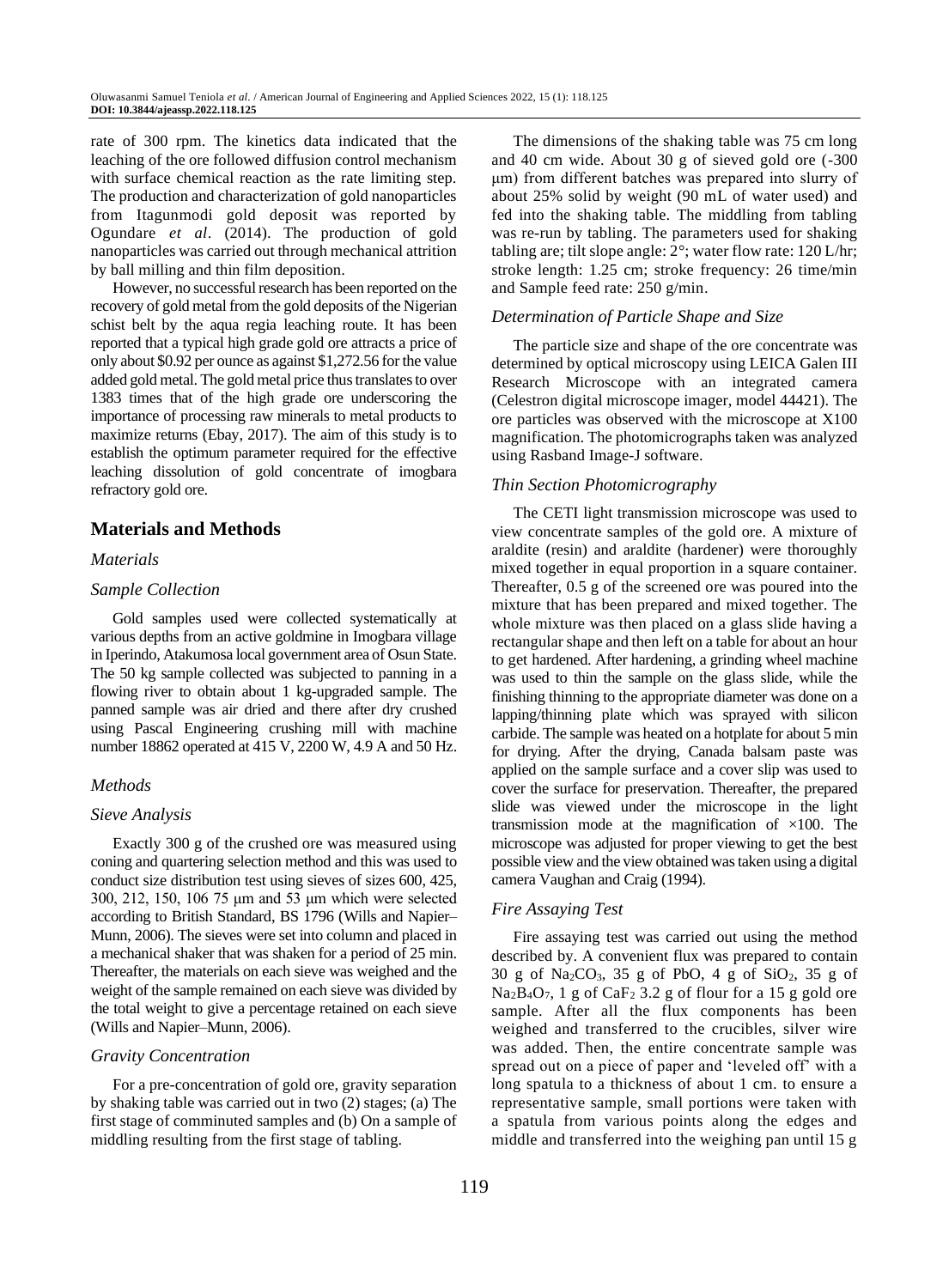rate of 300 rpm. The kinetics data indicated that the leaching of the ore followed diffusion control mechanism with surface chemical reaction as the rate limiting step. The production and characterization of gold nanoparticles from Itagunmodi gold deposit was reported by Ogundare *et al*. (2014). The production of gold nanoparticles was carried out through mechanical attrition by ball milling and thin film deposition.

However, no successful research has been reported on the recovery of gold metal from the gold deposits of the Nigerian schist belt by the aqua regia leaching route. It has been reported that a typical high grade gold ore attracts a price of only about \$0.92 per ounce as against \$1,272.56 for the value added gold metal. The gold metal price thus translates to over 1383 times that of the high grade ore underscoring the importance of processing raw minerals to metal products to maximize returns (Ebay, 2017). The aim of this study is to establish the optimum parameter required for the effective leaching dissolution of gold concentrate of imogbara refractory gold ore.

## Materials and Methods

### *Materials*

### *Sample Collection*

Gold samples used were collected systematically at various depths from an active goldmine in Imogbara village in Iperindo, Atakumosa local government area of Osun State. The 50 kg sample collected was subjected to panning in a flowing river to obtain about 1 kg-upgraded sample. The panned sample was air dried and there after dry crushed using Pascal Engineering crushing mill with machine number 18862 operated at 415 V, 2200 W, 4.9 A and 50 Hz.

### *Methods*

### *Sieve Analysis*

Exactly 300 g of the crushed ore was measured using coning and quartering selection method and this was used to conduct size distribution test using sieves of sizes 600, 425, 300, 212, 150, 106 75 μm and 53 μm which were selected according to British Standard, BS 1796 (Wills and Napier–Munn, 2006). The sieves were set into column and placed in a mechanical shaker that was shaken for a period of 25 min. Thereafter, the materials on each sieve was weighed and the weight of the sample remained on each sieve was divided by the total weight to give a percentage retained on each sieve (Wills and Napier–Munn, 2006).

### *Gravity Concentration*

For a pre-concentration of gold ore, gravity separation by shaking table was carried out in two (2) stages; (a) The first stage of comminuted samples and (b) On a sample of middling resulting from the first stage of tabling.

The dimensions of the shaking table was 75 cm long and 40 cm wide. About 30 g of sieved gold ore (-300 μm) from different batches was prepared into slurry of about 25% solid by weight (90 mL of water used) and fed into the shaking table. The middling from tabling was re-run by tabling. The parameters used for shaking tabling are; tilt slope angle: 2°; water flow rate: 120 L/hr; stroke length: 1.25 cm; stroke frequency: 26 time/min and Sample feed rate: 250 g/min.

### *Determination of Particle Shape and Size*

The particle size and shape of the ore concentrate was determined by optical microscopy using LEICA Galen III Research Microscope with an integrated camera (Celestron digital microscope imager, model 44421). The ore particles was observed with the microscope at X100 magnification. The photomicrographs taken was analyzed using Rasband Image-J software.

### *Thin Section Photomicrography*

The CETI light transmission microscope was used to view concentrate samples of the gold ore. A mixture of araldite (resin) and araldite (hardener) were thoroughly mixed together in equal proportion in a square container. Thereafter, 0.5 g of the screened ore was poured into the mixture that has been prepared and mixed together. The whole mixture was then placed on a glass slide having a rectangular shape and then left on a table for about an hour to get hardened. After hardening, a grinding wheel machine was used to thin the sample on the glass slide, while the finishing thinning to the appropriate diameter was done on a lapping/thinning plate which was sprayed with silicon carbide. The sample was heated on a hotplate for about 5 min for drying. After the drying, Canada balsam paste was applied on the sample surface and a cover slip was used to cover the surface for preservation. Thereafter, the prepared slide was viewed under the microscope in the light transmission mode at the magnification of ×100. The microscope was adjusted for proper viewing to get the best possible view and the view obtained was taken using a digital camera Vaughan and Craig (1994).

### *Fire Assaying Test*

Fire assaying test was carried out using the method described by. A convenient flux was prepared to contain 30 g of $Na_2CO_3$, 35 g of PbO, 4 g of $SiO_2$, 35 g of $Na_2B_4O_7$, 1 g of $CaF_2$ 3.2 g of flour for a 15 g gold ore sample. After all the flux components has been weighed and transferred to the crucibles, silver wire was added. Then, the entire concentrate sample was spread out on a piece of paper and 'leveled off' with a long spatula to a thickness of about 1 cm. to ensure a representative sample, small portions were taken with a spatula from various points along the edges and middle and transferred into the weighing pan until 15 g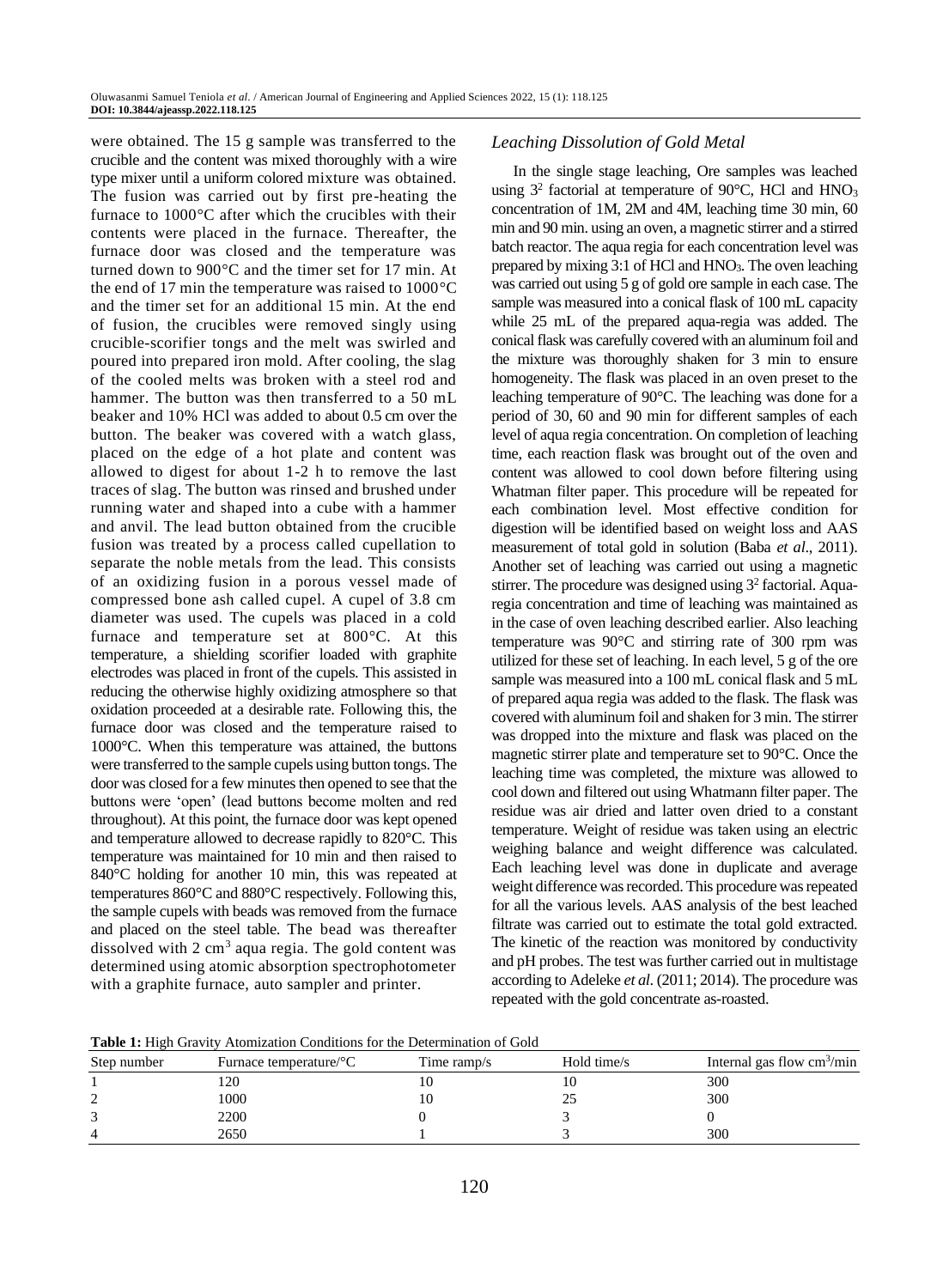were obtained. The 15 g sample was transferred to the crucible and the content was mixed thoroughly with a wire type mixer until a uniform colored mixture was obtained. The fusion was carried out by first pre-heating the furnace to 1000°C after which the crucibles with their contents were placed in the furnace. Thereafter, the furnace door was closed and the temperature was turned down to 900°C and the timer set for 17 min. At the end of 17 min the temperature was raised to 1000°C and the timer set for an additional 15 min. At the end of fusion, the crucibles were removed singly using crucible-scorifier tongs and the melt was swirled and poured into prepared iron mold. After cooling, the slag of the cooled melts was broken with a steel rod and hammer. The button was then transferred to a 50 mL beaker and 10% HCl was added to about 0.5 cm over the button. The beaker was covered with a watch glass, placed on the edge of a hot plate and content was allowed to digest for about 1-2 h to remove the last traces of slag. The button was rinsed and brushed under running water and shaped into a cube with a hammer and anvil. The lead button obtained from the crucible fusion was treated by a process called cupellation to separate the noble metals from the lead. This consists of an oxidizing fusion in a porous vessel made of compressed bone ash called cupel. A cupel of 3.8 cm diameter was used. The cupels was placed in a cold furnace and temperature set at 800°C. At this temperature, a shielding scorifier loaded with graphite electrodes was placed in front of the cupels. This assisted in reducing the otherwise highly oxidizing atmosphere so that oxidation proceeded at a desirable rate. Following this, the furnace door was closed and the temperature raised to 1000°C. When this temperature was attained, the buttons were transferred to the sample cupels using button tongs. The door was closed for a few minutes then opened to see that the buttons were 'open' (lead buttons become molten and red throughout). At this point, the furnace door was kept opened and temperature allowed to decrease rapidly to 820°C. This temperature was maintained for 10 min and then raised to 840°C holding for another 10 min, this was repeated at temperatures 860°C and 880°C respectively. Following this, the sample cupels with beads was removed from the furnace and placed on the steel table. The bead was thereafter dissolved with 2 $cm^3$ aqua regia. The gold content was determined using atomic absorption spectrophotometer with a graphite furnace, auto sampler and printer.

### *Leaching Dissolution of Gold Metal*

In the single stage leaching, Ore samples was leached using $3^2$ factorial at temperature of 90°C, HCl and $HNO_3$ concentration of 1M, 2M and 4M, leaching time 30 min, 60 min and 90 min. using an oven, a magnetic stirrer and a stirred batch reactor. The aqua regia for each concentration level was prepared by mixing 3:1 of HCl and $HNO_3$. The oven leaching was carried out using 5 g of gold ore sample in each case. The sample was measured into a conical flask of 100 mL capacity while 25 mL of the prepared aqua-regia was added. The conical flask was carefully covered with an aluminum foil and the mixture was thoroughly shaken for 3 min to ensure homogeneity. The flask was placed in an oven preset to the leaching temperature of 90°C. The leaching was done for a period of 30, 60 and 90 min for different samples of each level of aqua regia concentration. On completion of leaching time, each reaction flask was brought out of the oven and content was allowed to cool down before filtering using Whatman filter paper. This procedure will be repeated for each combination level. Most effective condition for digestion will be identified based on weight loss and AAS measurement of total gold in solution (Baba *et al*., 2011). Another set of leaching was carried out using a magnetic stirrer. The procedure was designed using $3^2$ factorial. Aqua-regia concentration and time of leaching was maintained as in the case of oven leaching described earlier. Also leaching temperature was 90°C and stirring rate of 300 rpm was utilized for these set of leaching. In each level, 5 g of the ore sample was measured into a 100 mL conical flask and 5 mL of prepared aqua regia was added to the flask. The flask was covered with aluminum foil and shaken for 3 min. The stirrer was dropped into the mixture and flask was placed on the magnetic stirrer plate and temperature set to 90°C. Once the leaching time was completed, the mixture was allowed to cool down and filtered out using Whatmann filter paper. The residue was air dried and latter oven dried to a constant temperature. Weight of residue was taken using an electric weighing balance and weight difference was calculated. Each leaching level was done in duplicate and average weight difference was recorded. This procedure was repeated for all the various levels. AAS analysis of the best leached filtrate was carried out to estimate the total gold extracted. The kinetic of the reaction was monitored by conductivity and pH probes. The test was further carried out in multistage according to Adeleke *et al*. (2011; 2014). The procedure was repeated with the gold concentrate as-roasted.

**Table 1:** High Gravity Atomization Conditions for the Determination of Gold

| Step number | Furnace temperature/°C | Time ramp/s | Hold time/s | Internal gas flow $cm^3$/min |
|---|---|---|---|---|
| 1 | 120 | 10 | 10 | 300 |
| 2 | 1000 | 10 | 25 | 300 |
| 3 | 2200 | 0 | 3 | 0 |
| 4 | 2650 | 1 | 3 | 300 |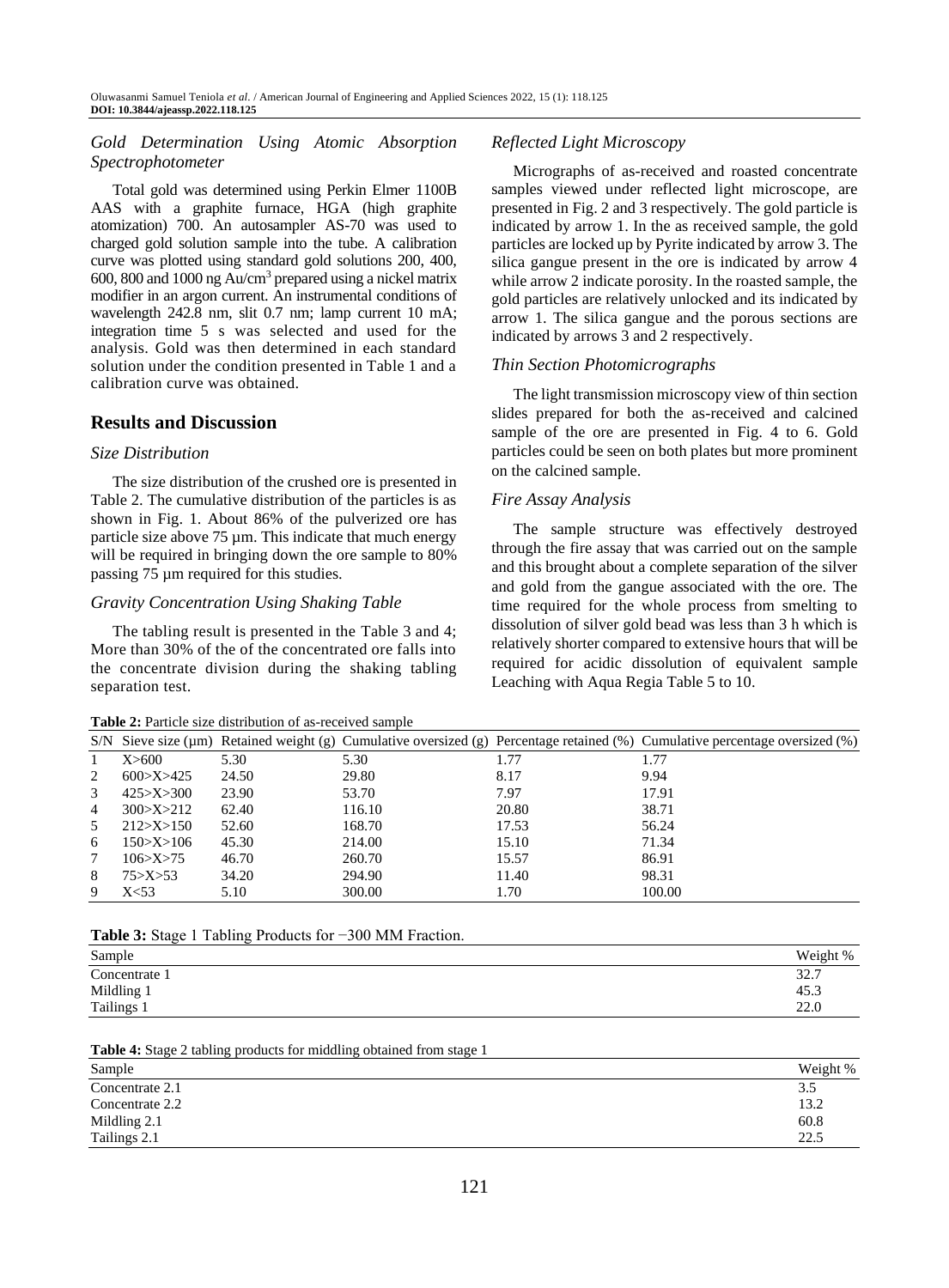### Gold Determination Using Atomic Absorption Spectrophotometer

Total gold was determined using Perkin Elmer 1100B AAS with a graphite furnace, HGA (high graphite atomization) 700. An autosampler AS-70 was used to charged gold solution sample into the tube. A calibration curve was plotted using standard gold solutions 200, 400, 600, 800 and 1000 ng Au/cm$^3$ prepared using a nickel matrix modifier in an argon current. An instrumental conditions of wavelength 242.8 nm, slit 0.7 nm; lamp current 10 mA; integration time 5 s was selected and used for the analysis. Gold was then determined in each standard solution under the condition presented in Table 1 and a calibration curve was obtained.

## Results and Discussion

### Size Distribution

The size distribution of the crushed ore is presented in Table 2. The cumulative distribution of the particles is as shown in Fig. 1. About 86% of the pulverized ore has particle size above 75 µm. This indicate that much energy will be required in bringing down the ore sample to 80% passing 75 µm required for this studies.

### Gravity Concentration Using Shaking Table

The tabling result is presented in the Table 3 and 4; More than 30% of the of the concentrated ore falls into the concentrate division during the shaking tabling separation test.

### Reflected Light Microscopy

Micrographs of as-received and roasted concentrate samples viewed under reflected light microscope, are presented in Fig. 2 and 3 respectively. The gold particle is indicated by arrow 1. In the as received sample, the gold particles are locked up by Pyrite indicated by arrow 3. The silica gangue present in the ore is indicated by arrow 4 while arrow 2 indicate porosity. In the roasted sample, the gold particles are relatively unlocked and its indicated by arrow 1. The silica gangue and the porous sections are indicated by arrows 3 and 2 respectively.

### Thin Section Photomicrographs

The light transmission microscopy view of thin section slides prepared for both the as-received and calcined sample of the ore are presented in Fig. 4 to 6. Gold particles could be seen on both plates but more prominent on the calcined sample.

### Fire Assay Analysis

The sample structure was effectively destroyed through the fire assay that was carried out on the sample and this brought about a complete separation of the silver and gold from the gangue associated with the ore. The time required for the whole process from smelting to dissolution of silver gold bead was less than 3 h which is relatively shorter compared to extensive hours that will be required for acidic dissolution of equivalent sample Leaching with Aqua Regia Table 5 to 10.

**Table 2:** Particle size distribution of as-received sample

| S/N | Sieve size (µm) | Retained weight (g) | Cumulative oversized (g) | Percentage retained (%) | Cumulative percentage oversized (%) |
|---|---|---|---|---|---|
| 1 | X>600 | 5.30 | 5.30 | 1.77 | 1.77 |
| 2 | 600>X>425 | 24.50 | 29.80 | 8.17 | 9.94 |
| 3 | 425>X>300 | 23.90 | 53.70 | 7.97 | 17.91 |
| 4 | 300>X>212 | 62.40 | 116.10 | 20.80 | 38.71 |
| 5 | 212>X>150 | 52.60 | 168.70 | 17.53 | 56.24 |
| 6 | 150>X>106 | 45.30 | 214.00 | 15.10 | 71.34 |
| 7 | 106>X>75 | 46.70 | 260.70 | 15.57 | 86.91 |
| 8 | 75>X>53 | 34.20 | 294.90 | 11.40 | 98.31 |
| 9 | X<53 | 5.10 | 300.00 | 1.70 | 100.00 |

**Table 3:** Stage 1 Tabling Products for −300 MM Fraction.

| Sample | Weight % |
|---|---|
| Concentrate 1 | 32.7 |
| Mildling 1 | 45.3 |
| Tailings 1 | 22.0 |

**Table 4:** Stage 2 tabling products for middling obtained from stage 1

| Sample | Weight % |
|---|---|
| Concentrate 2.1 | 3.5 |
| Concentrate 2.2 | 13.2 |
| Mildling 2.1 | 60.8 |
| Tailings 2.1 | 22.5 |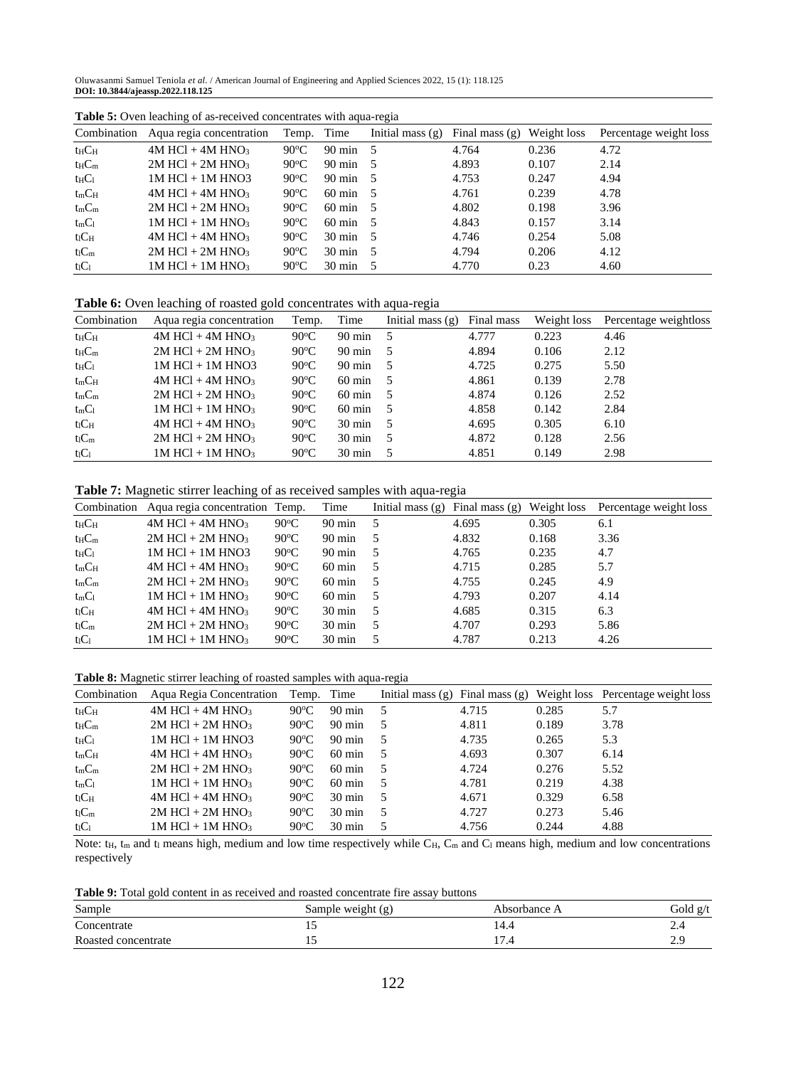**Table 5:** Oven leaching of as-received concentrates with aqua-regia

| Combination | Aqua regia concentration | Temp. | Time | Initial mass (g) | Final mass (g) | Weight loss | Percentage weight loss |
|---|---|---|---|---|---|---|---|
| $t_HC_H$ | 4M HCl + 4M $HNO_3$ | 90°C | 90 min | 5 | 4.764 | 0.236 | 4.72 |
| $t_HC_m$ | 2M HCl + 2M $HNO_3$ | 90°C | 90 min | 5 | 4.893 | 0.107 | 2.14 |
| $t_HC_l$ | 1M HCl + 1M HNO3 | 90°C | 90 min | 5 | 4.753 | 0.247 | 4.94 |
| $t_mC_H$ | 4M HCl + 4M $HNO_3$ | 90°C | 60 min | 5 | 4.761 | 0.239 | 4.78 |
| $t_mC_m$ | 2M HCl + 2M $HNO_3$ | 90°C | 60 min | 5 | 4.802 | 0.198 | 3.96 |
| $t_mC_l$ | 1M HCl + 1M $HNO_3$ | 90°C | 60 min | 5 | 4.843 | 0.157 | 3.14 |
| $t_lC_H$ | 4M HCl + 4M $HNO_3$ | 90°C | 30 min | 5 | 4.746 | 0.254 | 5.08 |
| $t_lC_m$ | 2M HCl + 2M $HNO_3$ | 90°C | 30 min | 5 | 4.794 | 0.206 | 4.12 |
| $t_lC_l$ | 1M HCl + 1M $HNO_3$ | 90°C | 30 min | 5 | 4.770 | 0.23 | 4.60 |

**Table 6:** Oven leaching of roasted gold concentrates with aqua-regia

| Combination | Aqua regia concentration | Temp. | Time | Initial mass (g) | Final mass | Weight loss | Percentage weightloss |
|---|---|---|---|---|---|---|---|
| $t_HC_H$ | 4M HCl + 4M $HNO_3$ | 90°C | 90 min | 5 | 4.777 | 0.223 | 4.46 |
| $t_HC_m$ | 2M HCl + 2M $HNO_3$ | 90°C | 90 min | 5 | 4.894 | 0.106 | 2.12 |
| $t_HC_l$ | 1M HCl + 1M HNO3 | 90°C | 90 min | 5 | 4.725 | 0.275 | 5.50 |
| $t_mC_H$ | 4M HCl + 4M $HNO_3$ | 90°C | 60 min | 5 | 4.861 | 0.139 | 2.78 |
| $t_mC_m$ | 2M HCl + 2M $HNO_3$ | 90°C | 60 min | 5 | 4.874 | 0.126 | 2.52 |
| $t_mC_l$ | 1M HCl + 1M $HNO_3$ | 90°C | 60 min | 5 | 4.858 | 0.142 | 2.84 |
| $t_lC_H$ | 4M HCl + 4M $HNO_3$ | 90°C | 30 min | 5 | 4.695 | 0.305 | 6.10 |
| $t_lC_m$ | 2M HCl + 2M $HNO_3$ | 90°C | 30 min | 5 | 4.872 | 0.128 | 2.56 |
| $t_lC_l$ | 1M HCl + 1M $HNO_3$ | 90°C | 30 min | 5 | 4.851 | 0.149 | 2.98 |

**Table 7:** Magnetic stirrer leaching of as received samples with aqua-regia

| Combination | Aqua regia concentration | Temp. | Time | Initial mass (g) | Final mass (g) | Weight loss | Percentage weight loss |
|---|---|---|---|---|---|---|---|
| $t_HC_H$ | 4M HCl + 4M $HNO_3$ | 90°C | 90 min | 5 | 4.695 | 0.305 | 6.1 |
| $t_HC_m$ | 2M HCl + 2M $HNO_3$ | 90°C | 90 min | 5 | 4.832 | 0.168 | 3.36 |
| $t_HC_l$ | 1M HCl + 1M HNO3 | 90°C | 90 min | 5 | 4.765 | 0.235 | 4.7 |
| $t_mC_H$ | 4M HCl + 4M $HNO_3$ | 90°C | 60 min | 5 | 4.715 | 0.285 | 5.7 |
| $t_mC_m$ | 2M HCl + 2M $HNO_3$ | 90°C | 60 min | 5 | 4.755 | 0.245 | 4.9 |
| $t_mC_l$ | 1M HCl + 1M $HNO_3$ | 90°C | 60 min | 5 | 4.793 | 0.207 | 4.14 |
| $t_lC_H$ | 4M HCl + 4M $HNO_3$ | 90°C | 30 min | 5 | 4.685 | 0.315 | 6.3 |
| $t_lC_m$ | 2M HCl + 2M $HNO_3$ | 90°C | 30 min | 5 | 4.707 | 0.293 | 5.86 |
| $t_lC_l$ | 1M HCl + 1M $HNO_3$ | 90°C | 30 min | 5 | 4.787 | 0.213 | 4.26 |

**Table 8:** Magnetic stirrer leaching of roasted samples with aqua-regia

| Combination | Aqua Regia Concentration | Temp. | Time | Initial mass (g) | Final mass (g) | Weight loss | Percentage weight loss |
|---|---|---|---|---|---|---|---|
| $t_HC_H$ | 4M HCl + 4M $HNO_3$ | 90°C | 90 min | 5 | 4.715 | 0.285 | 5.7 |
| $t_HC_m$ | 2M HCl + 2M $HNO_3$ | 90°C | 90 min | 5 | 4.811 | 0.189 | 3.78 |
| $t_HC_l$ | 1M HCl + 1M HNO3 | 90°C | 90 min | 5 | 4.735 | 0.265 | 5.3 |
| $t_mC_H$ | 4M HCl + 4M $HNO_3$ | 90°C | 60 min | 5 | 4.693 | 0.307 | 6.14 |
| $t_mC_m$ | 2M HCl + 2M $HNO_3$ | 90°C | 60 min | 5 | 4.724 | 0.276 | 5.52 |
| $t_mC_l$ | 1M HCl + 1M $HNO_3$ | 90°C | 60 min | 5 | 4.781 | 0.219 | 4.38 |
| $t_lC_H$ | 4M HCl + 4M $HNO_3$ | 90°C | 30 min | 5 | 4.671 | 0.329 | 6.58 |
| $t_lC_m$ | 2M HCl + 2M $HNO_3$ | 90°C | 30 min | 5 | 4.727 | 0.273 | 5.46 |
| $t_lC_l$ | 1M HCl + 1M $HNO_3$ | 90°C | 30 min | 5 | 4.756 | 0.244 | 4.88 |

Note: $t_H$, $t_m$ and $t_l$ means high, medium and low time respectively while $C_H$, $C_m$ and $C_l$ means high, medium and low concentrations respectively

**Table 9:** Total gold content in as received and roasted concentrate fire assay buttons

| Sample | Sample weight (g) | Absorbance A | Gold g/t |
|---|---|---|---|
| Concentrate | 15 | 14.4 | 2.4 |
| Roasted concentrate | 15 | 17.4 | 2.9 |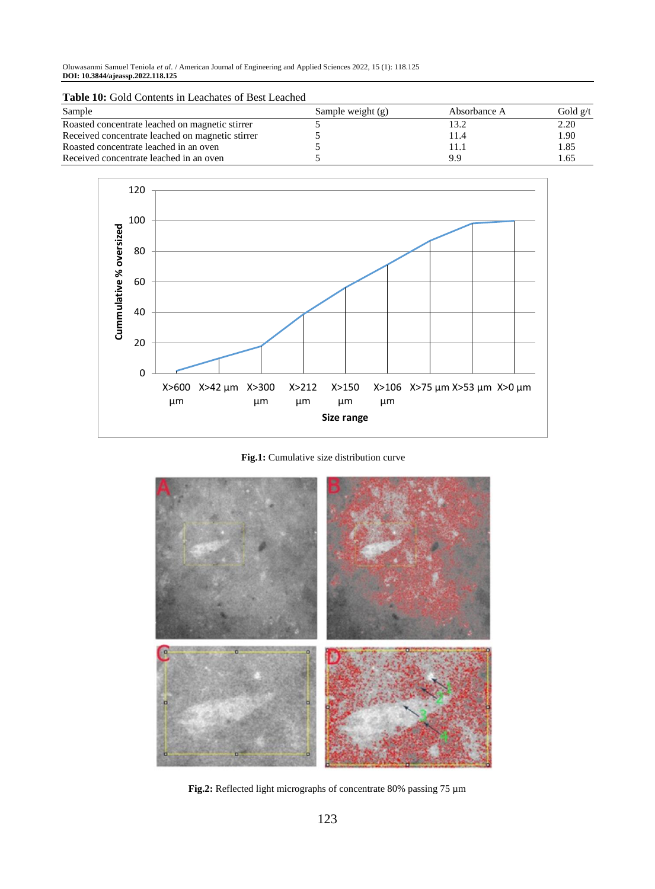**Table 10:** Gold Contents in Leachates of Best Leached

| Sample | Sample weight (g) | Absorbance A | Gold g/t |
|---|---|---|---|
| Roasted concentrate leached on magnetic stirrer | 5 | 13.2 | 2.20 |
| Received concentrate leached on magnetic stirrer | 5 | 11.4 | 1.90 |
| Roasted concentrate leached in an oven | 5 | 11.1 | 1.85 |
| Received concentrate leached in an oven | 5 | 9.9 | 1.65 |

**Fig.1:** Cumulative size distribution curve

**Fig.2:** Reflected light micrographs of concentrate 80% passing 75 µm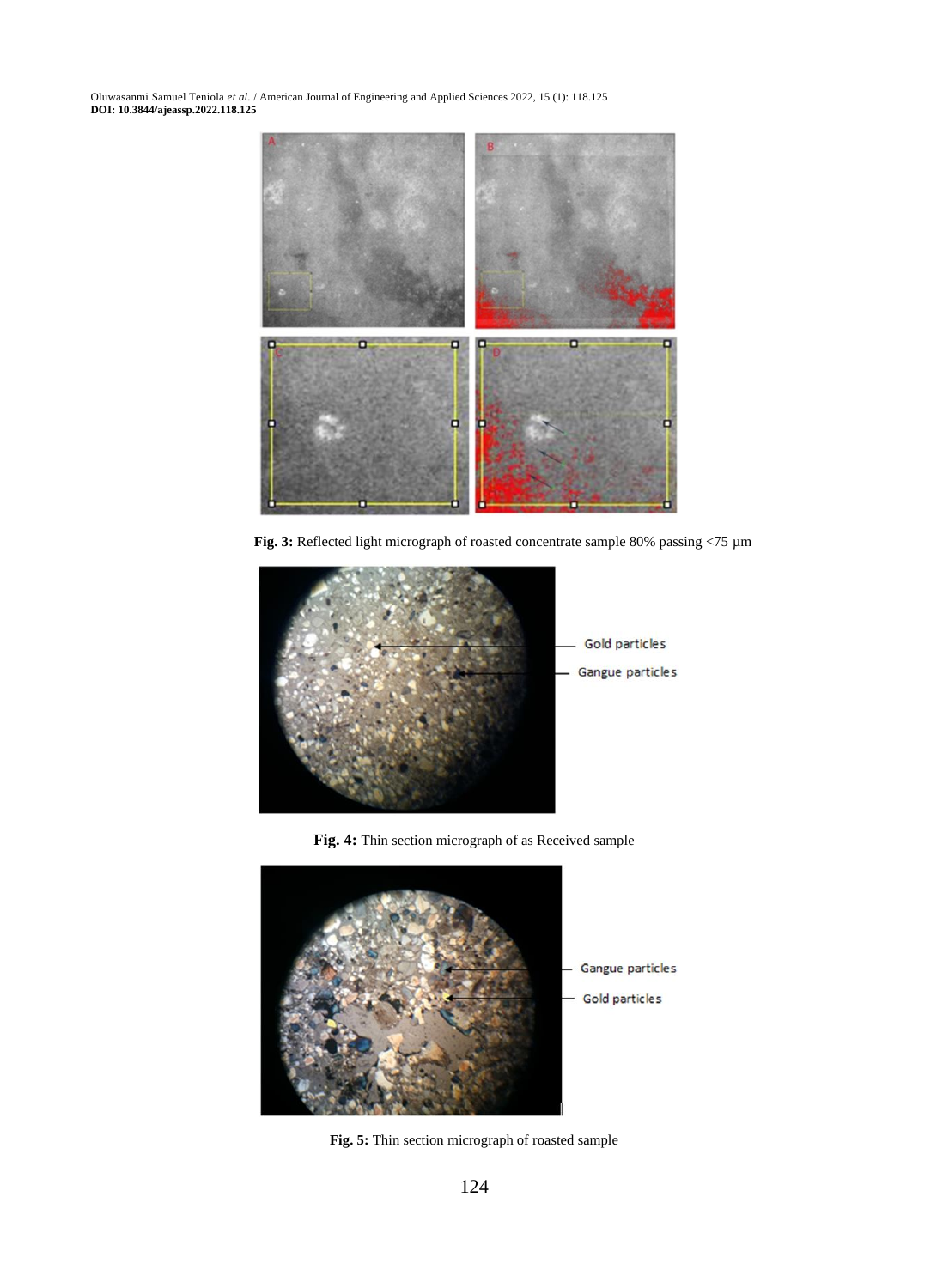**Fig. 3:** Reflected light micrograph of roasted concentrate sample 80% passing <75 µm

**Fig. 4:** Thin section micrograph of as Received sample

**Fig. 5:** Thin section micrograph of roasted sample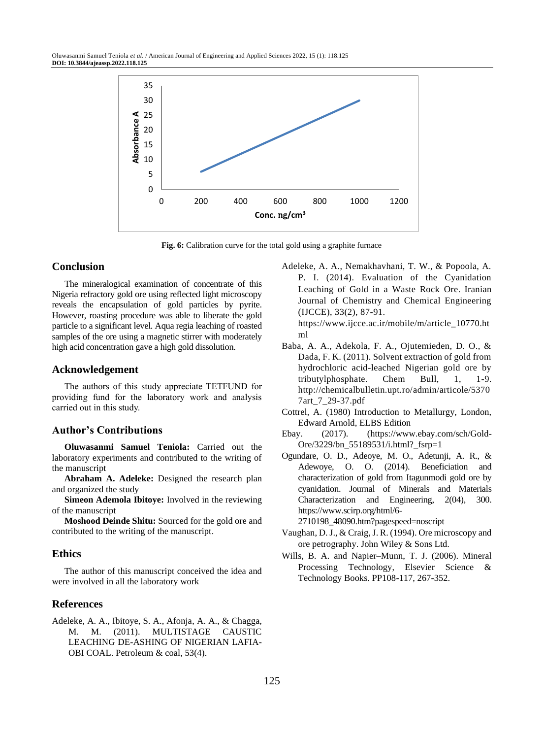35
30
25
20
15
10
5
0
Absorbance A
0 200 400 600 800 1000 1200
Conc. ng/cm$^3$

**Fig. 6:** Calibration curve for the total gold using a graphite furnace

## Conclusion

The mineralogical examination of concentrate of this Nigeria refractory gold ore using reflected light microscopy reveals the encapsulation of gold particles by pyrite. However, roasting procedure was able to liberate the gold particle to a significant level. Aqua regia leaching of roasted samples of the ore using a magnetic stirrer with moderately high acid concentration gave a high gold dissolution.

## Acknowledgement

The authors of this study appreciate TETFUND for providing fund for the laboratory work and analysis carried out in this study.

## Author's Contributions

**Oluwasanmi Samuel Teniola:** Carried out the laboratory experiments and contributed to the writing of the manuscript

**Abraham A. Adeleke:** Designed the research plan and organized the study

**Simeon Ademola Ibitoye:** Involved in the reviewing of the manuscript

**Moshood Deinde Shitu:** Sourced for the gold ore and contributed to the writing of the manuscript.

## Ethics

The author of this manuscript conceived the idea and were involved in all the laboratory work

## References

Adeleke, A. A., Ibitoye, S. A., Afonja, A. A., & Chagga, M. M. (2011). MULTISTAGE CAUSTIC LEACHING DE-ASHING OF NIGERIAN LAFIA-OBI COAL. Petroleum & coal, 53(4).

Adeleke, A. A., Nemakhavhani, T. W., & Popoola, A. P. I. (2014). Evaluation of the Cyanidation Leaching of Gold in a Waste Rock Ore. Iranian Journal of Chemistry and Chemical Engineering (IJCCE), 33(2), 87-91. https://www.ijcce.ac.ir/mobile/m/article_10770.html

Baba, A. A., Adekola, F. A., Ojutemieden, D. O., & Dada, F. K. (2011). Solvent extraction of gold from hydrochloric acid-leached Nigerian gold ore by tributylphosphate. Chem Bull, 1, 1-9. http://chemicalbulletin.upt.ro/admin/articole/53707art_7_29-37.pdf

Cottrel, A. (1980) Introduction to Metallurgy, London, Edward Arnold, ELBS Edition

Ebay. (2017). (https://www.ebay.com/sch/Gold-Ore/3229/bn_55189531/i.html?_fsrp=1

Ogundare, O. D., Adeoye, M. O., Adetunji, A. R., & Adewoye, O. O. (2014). Beneficiation and characterization of gold from Itagunmodi gold ore by cyanidation. Journal of Minerals and Materials Characterization and Engineering, 2(04), 300. https://www.scirp.org/html/6-2710198_48090.htm?pagespeed=noscript

Vaughan, D. J., & Craig, J. R. (1994). Ore microscopy and ore petrography. John Wiley & Sons Ltd.

Wills, B. A. and Napier–Munn, T. J. (2006). Mineral Processing Technology, Elsevier Science & Technology Books. PP108-117, 267-352.